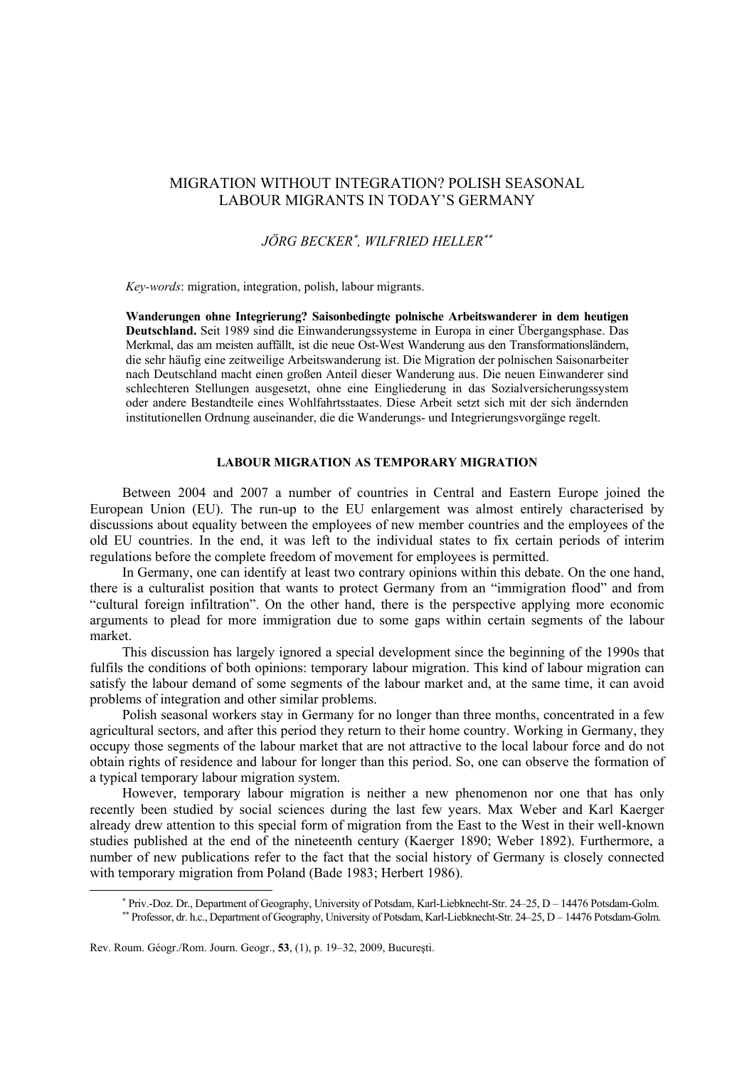# MIGRATION WITHOUT INTEGRATION? POLISH SEASONAL LABOUR MIGRANTS IN TODAY'S GERMANY

*JÖRG BECKER[*], WILFRIED HELLER[**]*

*Key-words*: migration, integration, polish, labour migrants.

**Wanderungen ohne Integrierung? Saisonbedingte polnische Arbeitswanderer in dem heutigen Deutschland.** Seit 1989 sind die Einwanderungssysteme in Europa in einer Übergangsphase. Das Merkmal, das am meisten auffällt, ist die neue Ost-West Wanderung aus den Transformationsländern, die sehr häufig eine zeitweilige Arbeitswanderung ist. Die Migration der polnischen Saisonarbeiter nach Deutschland macht einen großen Anteil dieser Wanderung aus. Die neuen Einwanderer sind schlechteren Stellungen ausgesetzt, ohne eine Eingliederung in das Sozialversicherungssystem oder andere Bestandteile eines Wohlfahrtsstaates. Diese Arbeit setzt sich mit der sich ändernden institutionellen Ordnung auseinander, die die Wanderungs- und Integrierungsvorgänge regelt.

## LABOUR MIGRATION AS TEMPORARY MIGRATION

Between 2004 and 2007 a number of countries in Central and Eastern Europe joined the European Union (EU). The run-up to the EU enlargement was almost entirely characterised by discussions about equality between the employees of new member countries and the employees of the old EU countries. In the end, it was left to the individual states to fix certain periods of interim regulations before the complete freedom of movement for employees is permitted.

In Germany, one can identify at least two contrary opinions within this debate. On the one hand, there is a culturalist position that wants to protect Germany from an "immigration flood" and from "cultural foreign infiltration". On the other hand, there is the perspective applying more economic arguments to plead for more immigration due to some gaps within certain segments of the labour market.

This discussion has largely ignored a special development since the beginning of the 1990s that fulfils the conditions of both opinions: temporary labour migration. This kind of labour migration can satisfy the labour demand of some segments of the labour market and, at the same time, it can avoid problems of integration and other similar problems.

Polish seasonal workers stay in Germany for no longer than three months, concentrated in a few agricultural sectors, and after this period they return to their home country. Working in Germany, they occupy those segments of the labour market that are not attractive to the local labour force and do not obtain rights of residence and labour for longer than this period. So, one can observe the formation of a typical temporary labour migration system.

However, temporary labour migration is neither a new phenomenon nor one that has only recently been studied by social sciences during the last few years. Max Weber and Karl Kaerger already drew attention to this special form of migration from the East to the West in their well-known studies published at the end of the nineteenth century (Kaerger 1890; Weber 1892). Furthermore, a number of new publications refer to the fact that the social history of Germany is closely connected with temporary migration from Poland (Bade 1983; Herbert 1986).

[*] Priv.-Doz. Dr., Department of Geography, University of Potsdam, Karl-Liebknecht-Str. 24–25, D – 14476 Potsdam-Golm.

[**] Professor, dr. h.c., Department of Geography, University of Potsdam, Karl-Liebknecht-Str. 24–25, D – 14476 Potsdam-Golm.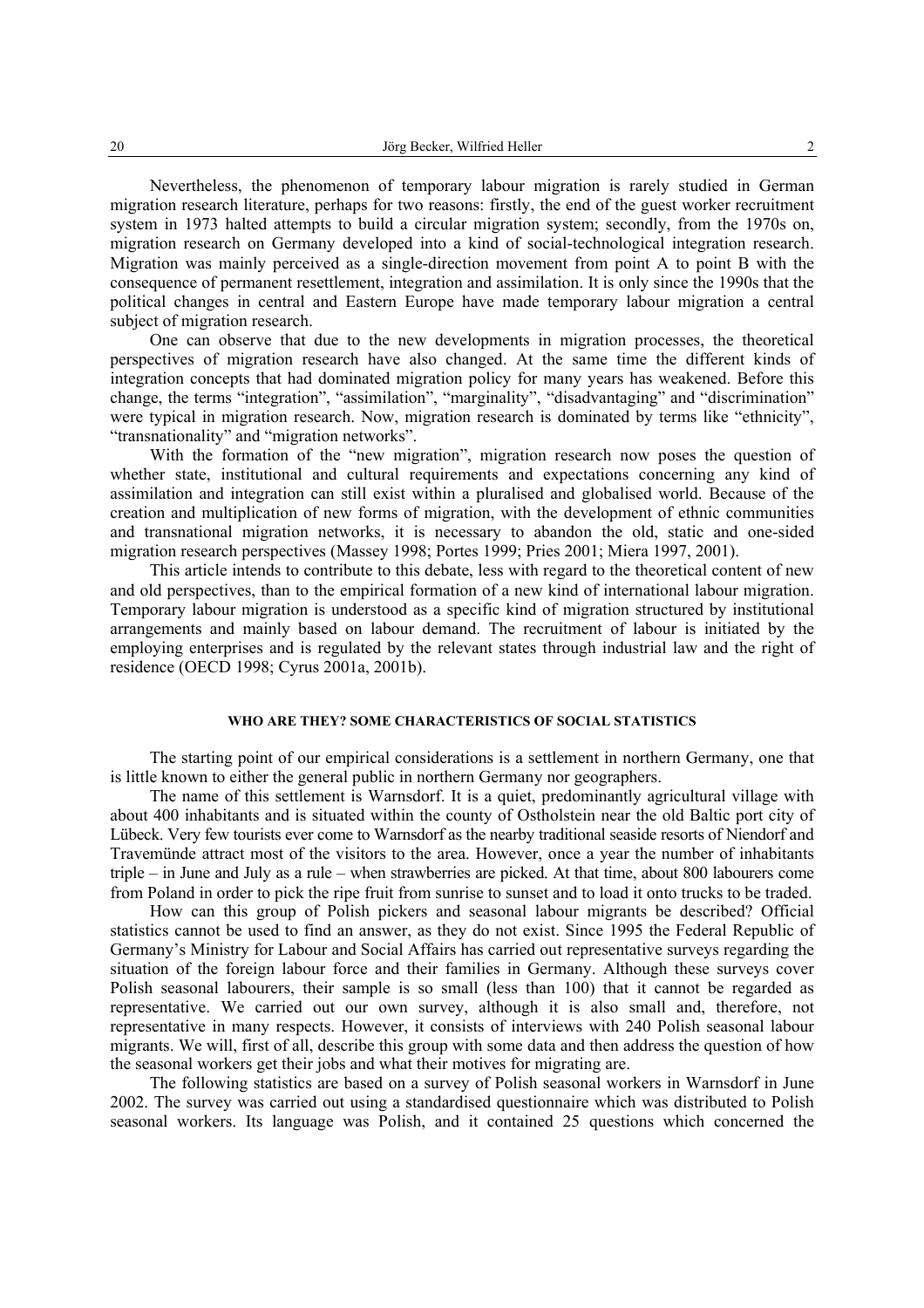Nevertheless, the phenomenon of temporary labour migration is rarely studied in German migration research literature, perhaps for two reasons: firstly, the end of the guest worker recruitment system in 1973 halted attempts to build a circular migration system; secondly, from the 1970s on, migration research on Germany developed into a kind of social-technological integration research. Migration was mainly perceived as a single-direction movement from point A to point B with the consequence of permanent resettlement, integration and assimilation. It is only since the 1990s that the political changes in central and Eastern Europe have made temporary labour migration a central subject of migration research.

One can observe that due to the new developments in migration processes, the theoretical perspectives of migration research have also changed. At the same time the different kinds of integration concepts that had dominated migration policy for many years has weakened. Before this change, the terms "integration", "assimilation", "marginality", "disadvantaging" and "discrimination" were typical in migration research. Now, migration research is dominated by terms like "ethnicity", "transnationality" and "migration networks".

With the formation of the "new migration", migration research now poses the question of whether state, institutional and cultural requirements and expectations concerning any kind of assimilation and integration can still exist within a pluralised and globalised world. Because of the creation and multiplication of new forms of migration, with the development of ethnic communities and transnational migration networks, it is necessary to abandon the old, static and one-sided migration research perspectives (Massey 1998; Portes 1999; Pries 2001; Miera 1997, 2001).

This article intends to contribute to this debate, less with regard to the theoretical content of new and old perspectives, than to the empirical formation of a new kind of international labour migration. Temporary labour migration is understood as a specific kind of migration structured by institutional arrangements and mainly based on labour demand. The recruitment of labour is initiated by the employing enterprises and is regulated by the relevant states through industrial law and the right of residence (OECD 1998; Cyrus 2001a, 2001b).

## WHO ARE THEY? SOME CHARACTERISTICS OF SOCIAL STATISTICS

The starting point of our empirical considerations is a settlement in northern Germany, one that is little known to either the general public in northern Germany nor geographers.

The name of this settlement is Warnsdorf. It is a quiet, predominantly agricultural village with about 400 inhabitants and is situated within the county of Ostholstein near the old Baltic port city of Lübeck. Very few tourists ever come to Warnsdorf as the nearby traditional seaside resorts of Niendorf and Travemünde attract most of the visitors to the area. However, once a year the number of inhabitants triple – in June and July as a rule – when strawberries are picked. At that time, about 800 labourers come from Poland in order to pick the ripe fruit from sunrise to sunset and to load it onto trucks to be traded.

How can this group of Polish pickers and seasonal labour migrants be described? Official statistics cannot be used to find an answer, as they do not exist. Since 1995 the Federal Republic of Germany's Ministry for Labour and Social Affairs has carried out representative surveys regarding the situation of the foreign labour force and their families in Germany. Although these surveys cover Polish seasonal labourers, their sample is so small (less than 100) that it cannot be regarded as representative. We carried out our own survey, although it is also small and, therefore, not representative in many respects. However, it consists of interviews with 240 Polish seasonal labour migrants. We will, first of all, describe this group with some data and then address the question of how the seasonal workers get their jobs and what their motives for migrating are.

The following statistics are based on a survey of Polish seasonal workers in Warnsdorf in June 2002. The survey was carried out using a standardised questionnaire which was distributed to Polish seasonal workers. Its language was Polish, and it contained 25 questions which concerned the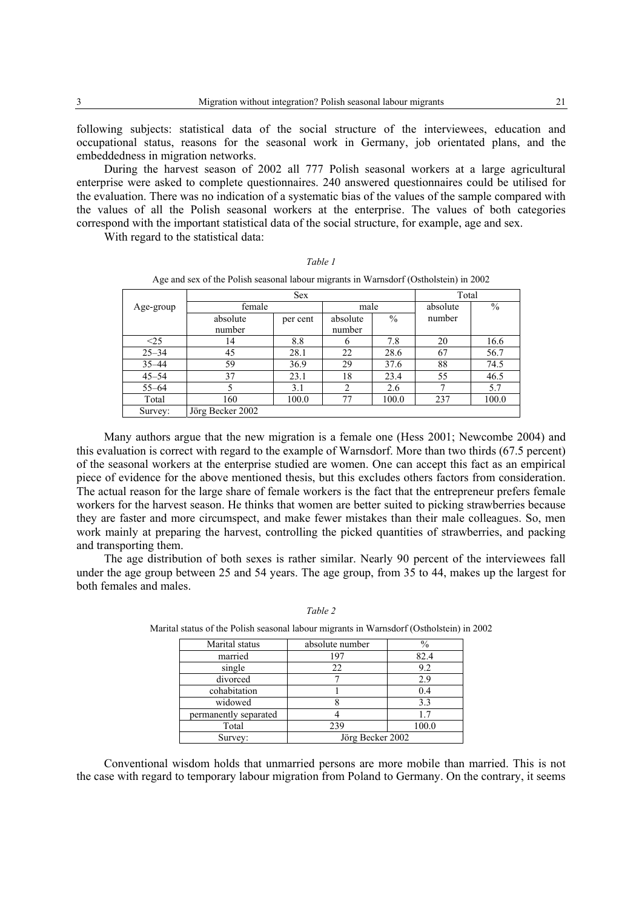following subjects: statistical data of the social structure of the interviewees, education and occupational status, reasons for the seasonal work in Germany, job orientated plans, and the embeddedness in migration networks.

During the harvest season of 2002 all 777 Polish seasonal workers at a large agricultural enterprise were asked to complete questionnaires. 240 answered questionnaires could be utilised for the evaluation. There was no indication of a systematic bias of the values of the sample compared with the values of all the Polish seasonal workers at the enterprise. The values of both categories correspond with the important statistical data of the social structure, for example, age and sex.

With regard to the statistical data:

*Table 1*

Age and sex of the Polish seasonal labour migrants in Warnsdorf (Ostholstein) in 2002

| Age-group | Sex | | | | Total | |
|---|---|---|---|---|---|---|
| | female | | male | | absolute number | % |
| | absolute number | per cent | absolute number | % | | |
| <25 | 14 | 8.8 | 6 | 7.8 | 20 | 16.6 |
| 25–34 | 45 | 28.1 | 22 | 28.6 | 67 | 56.7 |
| 35–44 | 59 | 36.9 | 29 | 37.6 | 88 | 74.5 |
| 45–54 | 37 | 23.1 | 18 | 23.4 | 55 | 46.5 |
| 55–64 | 5 | 3.1 | 2 | 2.6 | 7 | 5.7 |
| Total | 160 | 100.0 | 77 | 100.0 | 237 | 100.0 |
| Survey: | Jörg Becker 2002 | | | | | |

Many authors argue that the new migration is a female one (Hess 2001; Newcombe 2004) and this evaluation is correct with regard to the example of Warnsdorf. More than two thirds (67.5 percent) of the seasonal workers at the enterprise studied are women. One can accept this fact as an empirical piece of evidence for the above mentioned thesis, but this excludes others factors from consideration. The actual reason for the large share of female workers is the fact that the entrepreneur prefers female workers for the harvest season. He thinks that women are better suited to picking strawberries because they are faster and more circumspect, and make fewer mistakes than their male colleagues. So, men work mainly at preparing the harvest, controlling the picked quantities of strawberries, and packing and transporting them.

The age distribution of both sexes is rather similar. Nearly 90 percent of the interviewees fall under the age group between 25 and 54 years. The age group, from 35 to 44, makes up the largest for both females and males.

*Table 2*

Marital status of the Polish seasonal labour migrants in Warnsdorf (Ostholstein) in 2002

| Marital status | absolute number | % |
|---|---|---|
| married | 197 | 82.4 |
| single | 22 | 9.2 |
| divorced | 7 | 2.9 |
| cohabitation | 1 | 0.4 |
| widowed | 8 | 3.3 |
| permanently separated | 4 | 1.7 |
| Total | 239 | 100.0 |
| Survey: | Jörg Becker 2002 | |

Conventional wisdom holds that unmarried persons are more mobile than married. This is not the case with regard to temporary labour migration from Poland to Germany. On the contrary, it seems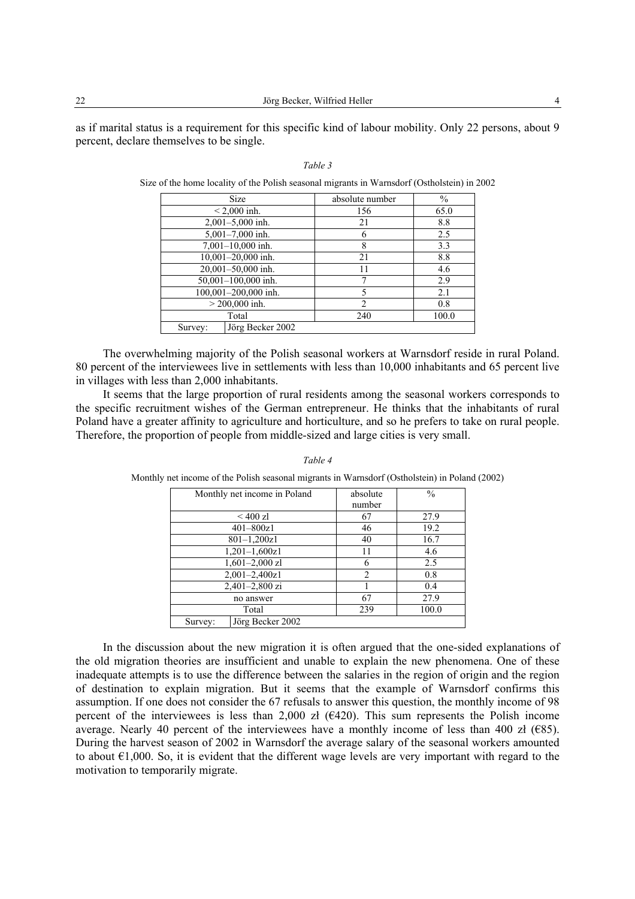as if marital status is a requirement for this specific kind of labour mobility. Only 22 persons, about 9 percent, declare themselves to be single.

*Table 3*

Size of the home locality of the Polish seasonal migrants in Warnsdorf (Ostholstein) in 2002

| Size | absolute number | % |
|---|---|---|
| < 2,000 inh. | 156 | 65.0 |
| 2,001–5,000 inh. | 21 | 8.8 |
| 5,001–7,000 inh. | 6 | 2.5 |
| 7,001–10,000 inh. | 8 | 3.3 |
| 10,001–20,000 inh. | 21 | 8.8 |
| 20,001–50,000 inh. | 11 | 4.6 |
| 50,001–100,000 inh. | 7 | 2.9 |
| 100,001–200,000 inh. | 5 | 2.1 |
| > 200,000 inh. | 2 | 0.8 |
| Total | 240 | 100.0 |
| Survey: Jörg Becker 2002 | | |

The overwhelming majority of the Polish seasonal workers at Warnsdorf reside in rural Poland. 80 percent of the interviewees live in settlements with less than 10,000 inhabitants and 65 percent live in villages with less than 2,000 inhabitants.

It seems that the large proportion of rural residents among the seasonal workers corresponds to the specific recruitment wishes of the German entrepreneur. He thinks that the inhabitants of rural Poland have a greater affinity to agriculture and horticulture, and so he prefers to take on rural people. Therefore, the proportion of people from middle-sized and large cities is very small.

*Table 4*

Monthly net income of the Polish seasonal migrants in Warnsdorf (Ostholstein) in Poland (2002)

| Monthly net income in Poland | absolute number | % |
|---|---|---|
| < 400 zl | 67 | 27.9 |
| 401–800z1 | 46 | 19.2 |
| 801–1,200z1 | 40 | 16.7 |
| 1,201–1,600z1 | 11 | 4.6 |
| 1,601–2,000 zl | 6 | 2.5 |
| 2,001–2,400z1 | 2 | 0.8 |
| 2,401–2,800 zi | 1 | 0.4 |
| no answer | 67 | 27.9 |
| Total | 239 | 100.0 |
| Survey: Jörg Becker 2002 | | |

In the discussion about the new migration it is often argued that the one-sided explanations of the old migration theories are insufficient and unable to explain the new phenomena. One of these inadequate attempts is to use the difference between the salaries in the region of origin and the region of destination to explain migration. But it seems that the example of Warnsdorf confirms this assumption. If one does not consider the 67 refusals to answer this question, the monthly income of 98 percent of the interviewees is less than 2,000 zł (€420). This sum represents the Polish income average. Nearly 40 percent of the interviewees have a monthly income of less than 400 zł (€85). During the harvest season of 2002 in Warnsdorf the average salary of the seasonal workers amounted to about €1,000. So, it is evident that the different wage levels are very important with regard to the motivation to temporarily migrate.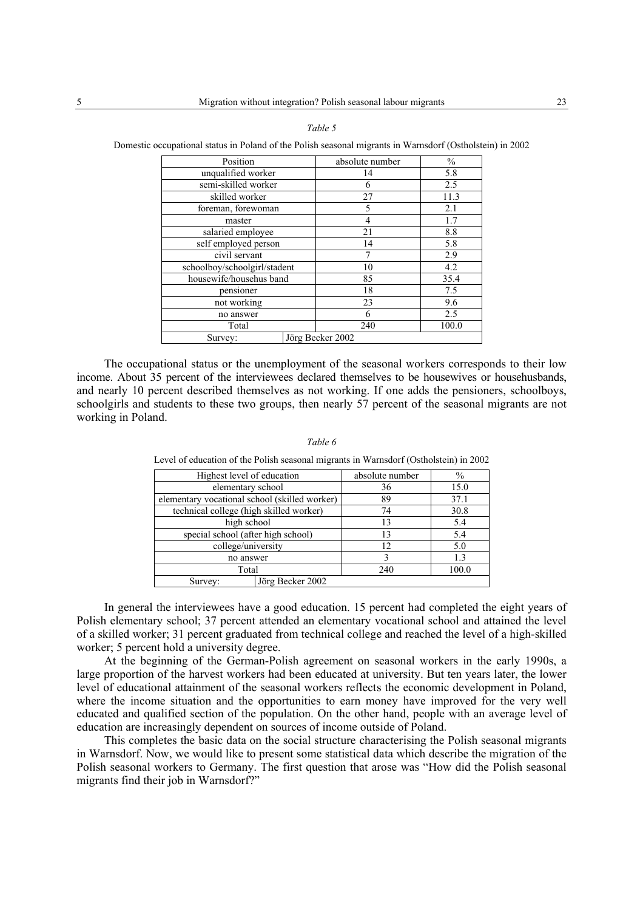*Table 5*

Domestic occupational status in Poland of the Polish seasonal migrants in Warnsdorf (Ostholstein) in 2002

| Position | absolute number | % |
|---|---|---|
| unqualified worker | 14 | 5.8 |
| semi-skilled worker | 6 | 2.5 |
| skilled worker | 27 | 11.3 |
| foreman, forewoman | 5 | 2.1 |
| master | 4 | 1.7 |
| salaried employee | 21 | 8.8 |
| self employed person | 14 | 5.8 |
| civil servant | 7 | 2.9 |
| schoolboy/schoolgirl/stadent | 10 | 4.2 |
| housewife/househus band | 85 | 35.4 |
| pensioner | 18 | 7.5 |
| not working | 23 | 9.6 |
| no answer | 6 | 2.5 |
| Total | 240 | 100.0 |
| Survey: Jörg Becker 2002 | | |

The occupational status or the unemployment of the seasonal workers corresponds to their low income. About 35 percent of the interviewees declared themselves to be housewives or househusbands, and nearly 10 percent described themselves as not working. If one adds the pensioners, schoolboys, schoolgirls and students to these two groups, then nearly 57 percent of the seasonal migrants are not working in Poland.

*Table 6*

Level of education of the Polish seasonal migrants in Warnsdorf (Ostholstein) in 2002

| Highest level of education | absolute number | % |
|---|---|---|
| elementary school | 36 | 15.0 |
| elementary vocational school (skilled worker) | 89 | 37.1 |
| technical college (high skilled worker) | 74 | 30.8 |
| high school | 13 | 5.4 |
| special school (after high school) | 13 | 5.4 |
| college/university | 12 | 5.0 |
| no answer | 3 | 1.3 |
| Total | 240 | 100.0 |
| Survey: Jörg Becker 2002 | | |

In general the interviewees have a good education. 15 percent had completed the eight years of Polish elementary school; 37 percent attended an elementary vocational school and attained the level of a skilled worker; 31 percent graduated from technical college and reached the level of a high-skilled worker; 5 percent hold a university degree.

At the beginning of the German-Polish agreement on seasonal workers in the early 1990s, a large proportion of the harvest workers had been educated at university. But ten years later, the lower level of educational attainment of the seasonal workers reflects the economic development in Poland, where the income situation and the opportunities to earn money have improved for the very well educated and qualified section of the population. On the other hand, people with an average level of education are increasingly dependent on sources of income outside of Poland.

This completes the basic data on the social structure characterising the Polish seasonal migrants in Warnsdorf. Now, we would like to present some statistical data which describe the migration of the Polish seasonal workers to Germany. The first question that arose was "How did the Polish seasonal migrants find their job in Warnsdorf?"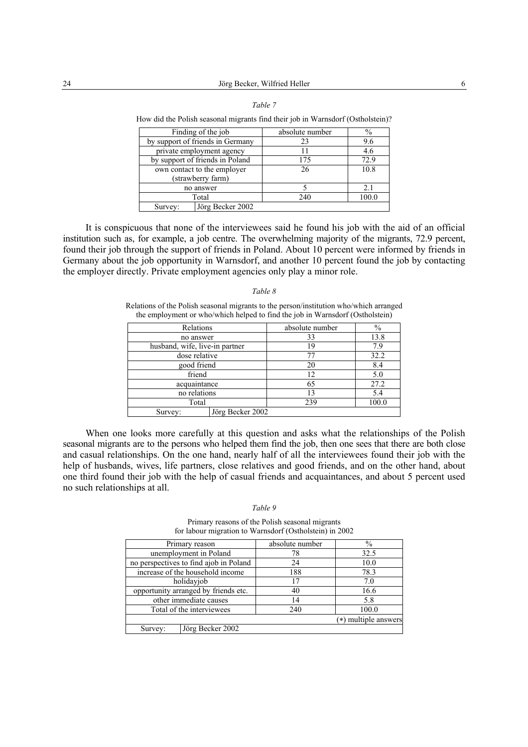*Table 7*

How did the Polish seasonal migrants find their job in Warnsdorf (Ostholstein)?

| Finding of the job | absolute number | % |
|---|---|---|
| by support of friends in Germany | 23 | 9.6 |
| private employment agency | 11 | 4.6 |
| by support of friends in Poland | 175 | 72.9 |
| own contact to the employer (strawberry farm) | 26 | 10.8 |
| no answer | 5 | 2.1 |
| Total | 240 | 100.0 |
| Survey: Jörg Becker 2002 | | |

It is conspicuous that none of the interviewees said he found his job with the aid of an official institution such as, for example, a job centre. The overwhelming majority of the migrants, 72.9 percent, found their job through the support of friends in Poland. About 10 percent were informed by friends in Germany about the job opportunity in Warnsdorf, and another 10 percent found the job by contacting the employer directly. Private employment agencies only play a minor role.

*Table 8*

Relations of the Polish seasonal migrants to the person/institution who/which arranged the employment or who/which helped to find the job in Warnsdorf (Ostholstein)

| Relations | absolute number | % |
|---|---|---|
| no answer | 33 | 13.8 |
| husband, wife, live-in partner | 19 | 7.9 |
| dose relative | 77 | 32.2 |
| good friend | 20 | 8.4 |
| friend | 12 | 5.0 |
| acquaintance | 65 | 27.2 |
| no relations | 13 | 5.4 |
| Total | 239 | 100.0 |
| Survey: Jörg Becker 2002 | | |

When one looks more carefully at this question and asks what the relationships of the Polish seasonal migrants are to the persons who helped them find the job, then one sees that there are both close and casual relationships. On the one hand, nearly half of all the interviewees found their job with the help of husbands, wives, life partners, close relatives and good friends, and on the other hand, about one third found their job with the help of casual friends and acquaintances, and about 5 percent used no such relationships at all.

*Table 9*

Primary reasons of the Polish seasonal migrants for labour migration to Warnsdorf (Ostholstein) in 2002

| Primary reason | absolute number | % |
|---|---|---|
| unemployment in Poland | 78 | 32.5 |
| no perspectives to find ajob in Poland | 24 | 10.0 |
| increase of the household income | 188 | 78.3 |
| holidayjob | 17 | 7.0 |
| opportunity arranged by friends etc. | 40 | 16.6 |
| other immediate causes | 14 | 5.8 |
| Total of the interviewees | 240 | 100.0 |
| | | (*) multiple answers |
| Survey: Jörg Becker 2002 | | |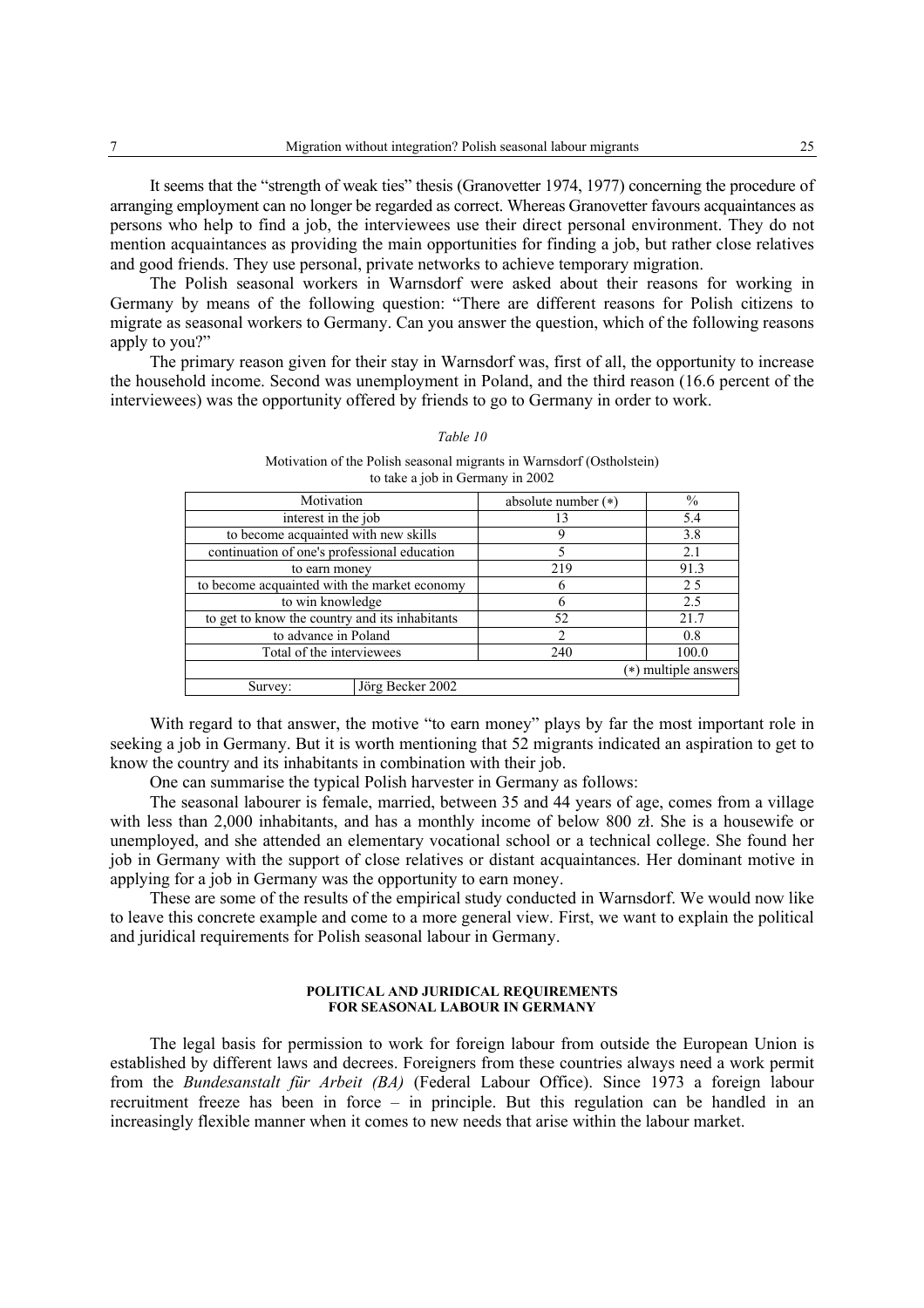It seems that the "strength of weak ties" thesis (Granovetter 1974, 1977) concerning the procedure of arranging employment can no longer be regarded as correct. Whereas Granovetter favours acquaintances as persons who help to find a job, the interviewees use their direct personal environment. They do not mention acquaintances as providing the main opportunities for finding a job, but rather close relatives and good friends. They use personal, private networks to achieve temporary migration.

The Polish seasonal workers in Warnsdorf were asked about their reasons for working in Germany by means of the following question: "There are different reasons for Polish citizens to migrate as seasonal workers to Germany. Can you answer the question, which of the following reasons apply to you?"

The primary reason given for their stay in Warnsdorf was, first of all, the opportunity to increase the household income. Second was unemployment in Poland, and the third reason (16.6 percent of the interviewees) was the opportunity offered by friends to go to Germany in order to work.

*Table 10*

Motivation of the Polish seasonal migrants in Warnsdorf (Ostholstein) to take a job in Germany in 2002

| Motivation | | absolute number (∗) | % |
|---|---|---|---|
| interest in the job | | 13 | 5.4 |
| to become acquainted with new skills | | 9 | 3.8 |
| continuation of one's professional education | | 5 | 2.1 |
| to earn money | | 219 | 91.3 |
| to become acquainted with the market economy | | 6 | 2 5 |
| to win knowledge | | 6 | 2.5 |
| to get to know the country and its inhabitants | | 52 | 21.7 |
| to advance in Poland | | 2 | 0.8 |
| Total of the interviewees | | 240 | 100.0 |
| | | | (∗) multiple answers |
| Survey: | Jörg Becker 2002 | | |

With regard to that answer, the motive "to earn money" plays by far the most important role in seeking a job in Germany. But it is worth mentioning that 52 migrants indicated an aspiration to get to know the country and its inhabitants in combination with their job.

One can summarise the typical Polish harvester in Germany as follows:

The seasonal labourer is female, married, between 35 and 44 years of age, comes from a village with less than 2,000 inhabitants, and has a monthly income of below 800 zł. She is a housewife or unemployed, and she attended an elementary vocational school or a technical college. She found her job in Germany with the support of close relatives or distant acquaintances. Her dominant motive in applying for a job in Germany was the opportunity to earn money.

These are some of the results of the empirical study conducted in Warnsdorf. We would now like to leave this concrete example and come to a more general view. First, we want to explain the political and juridical requirements for Polish seasonal labour in Germany.

## POLITICAL AND JURIDICAL REQUIREMENTS FOR SEASONAL LABOUR IN GERMANY

The legal basis for permission to work for foreign labour from outside the European Union is established by different laws and decrees. Foreigners from these countries always need a work permit from the *Bundesanstalt für Arbeit (BA)* (Federal Labour Office). Since 1973 a foreign labour recruitment freeze has been in force – in principle. But this regulation can be handled in an increasingly flexible manner when it comes to new needs that arise within the labour market.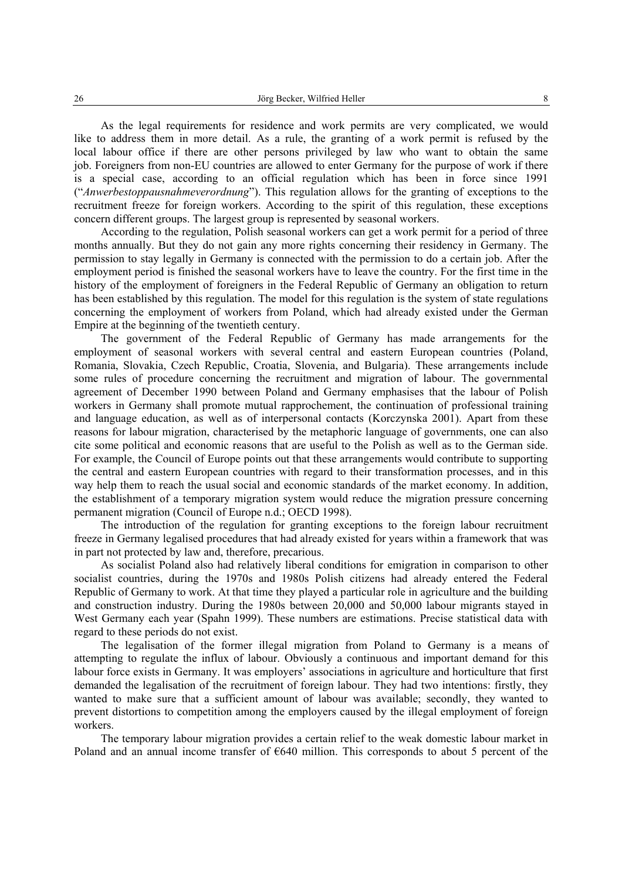As the legal requirements for residence and work permits are very complicated, we would like to address them in more detail. As a rule, the granting of a work permit is refused by the local labour office if there are other persons privileged by law who want to obtain the same job. Foreigners from non-EU countries are allowed to enter Germany for the purpose of work if there is a special case, according to an official regulation which has been in force since 1991 ("*Anwerbestoppausnahmeverordnung*"). This regulation allows for the granting of exceptions to the recruitment freeze for foreign workers. According to the spirit of this regulation, these exceptions concern different groups. The largest group is represented by seasonal workers.

According to the regulation, Polish seasonal workers can get a work permit for a period of three months annually. But they do not gain any more rights concerning their residency in Germany. The permission to stay legally in Germany is connected with the permission to do a certain job. After the employment period is finished the seasonal workers have to leave the country. For the first time in the history of the employment of foreigners in the Federal Republic of Germany an obligation to return has been established by this regulation. The model for this regulation is the system of state regulations concerning the employment of workers from Poland, which had already existed under the German Empire at the beginning of the twentieth century.

The government of the Federal Republic of Germany has made arrangements for the employment of seasonal workers with several central and eastern European countries (Poland, Romania, Slovakia, Czech Republic, Croatia, Slovenia, and Bulgaria). These arrangements include some rules of procedure concerning the recruitment and migration of labour. The governmental agreement of December 1990 between Poland and Germany emphasises that the labour of Polish workers in Germany shall promote mutual rapprochement, the continuation of professional training and language education, as well as of interpersonal contacts (Korczynska 2001). Apart from these reasons for labour migration, characterised by the metaphoric language of governments, one can also cite some political and economic reasons that are useful to the Polish as well as to the German side. For example, the Council of Europe points out that these arrangements would contribute to supporting the central and eastern European countries with regard to their transformation processes, and in this way help them to reach the usual social and economic standards of the market economy. In addition, the establishment of a temporary migration system would reduce the migration pressure concerning permanent migration (Council of Europe n.d.; OECD 1998).

The introduction of the regulation for granting exceptions to the foreign labour recruitment freeze in Germany legalised procedures that had already existed for years within a framework that was in part not protected by law and, therefore, precarious.

As socialist Poland also had relatively liberal conditions for emigration in comparison to other socialist countries, during the 1970s and 1980s Polish citizens had already entered the Federal Republic of Germany to work. At that time they played a particular role in agriculture and the building and construction industry. During the 1980s between 20,000 and 50,000 labour migrants stayed in West Germany each year (Spahn 1999). These numbers are estimations. Precise statistical data with regard to these periods do not exist.

The legalisation of the former illegal migration from Poland to Germany is a means of attempting to regulate the influx of labour. Obviously a continuous and important demand for this labour force exists in Germany. It was employers' associations in agriculture and horticulture that first demanded the legalisation of the recruitment of foreign labour. They had two intentions: firstly, they wanted to make sure that a sufficient amount of labour was available; secondly, they wanted to prevent distortions to competition among the employers caused by the illegal employment of foreign workers.

The temporary labour migration provides a certain relief to the weak domestic labour market in Poland and an annual income transfer of €640 million. This corresponds to about 5 percent of the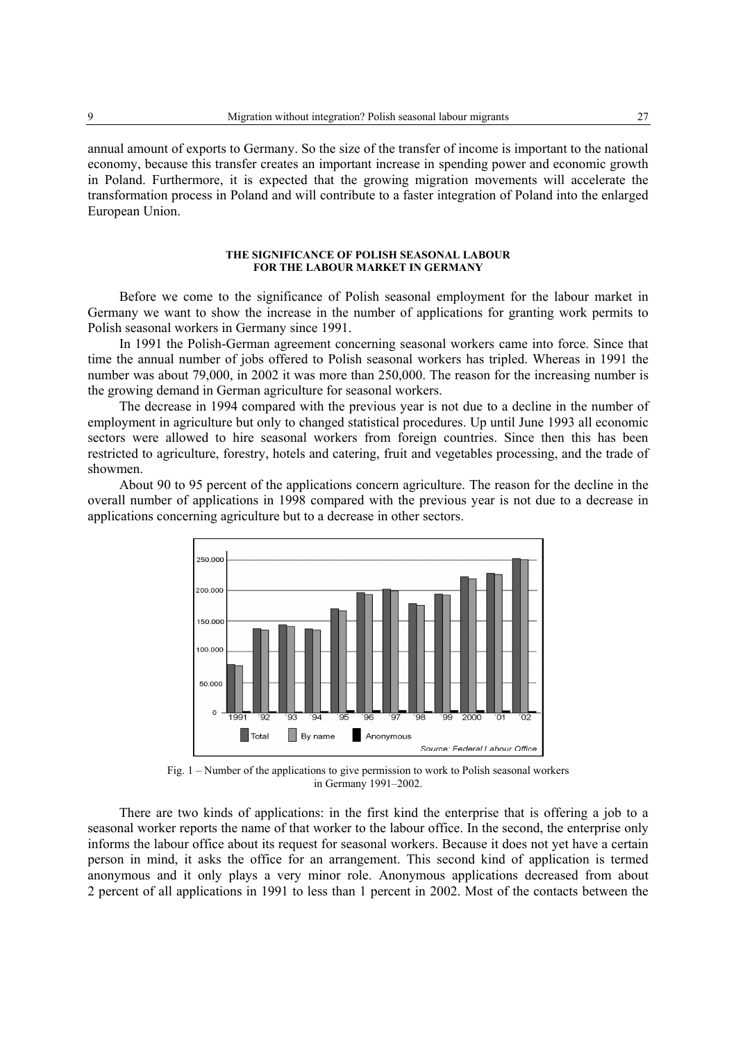annual amount of exports to Germany. So the size of the transfer of income is important to the national economy, because this transfer creates an important increase in spending power and economic growth in Poland. Furthermore, it is expected that the growing migration movements will accelerate the transformation process in Poland and will contribute to a faster integration of Poland into the enlarged European Union.

## THE SIGNIFICANCE OF POLISH SEASONAL LABOUR FOR THE LABOUR MARKET IN GERMANY

Before we come to the significance of Polish seasonal employment for the labour market in Germany we want to show the increase in the number of applications for granting work permits to Polish seasonal workers in Germany since 1991.

In 1991 the Polish-German agreement concerning seasonal workers came into force. Since that time the annual number of jobs offered to Polish seasonal workers has tripled. Whereas in 1991 the number was about 79,000, in 2002 it was more than 250,000. The reason for the increasing number is the growing demand in German agriculture for seasonal workers.

The decrease in 1994 compared with the previous year is not due to a decline in the number of employment in agriculture but only to changed statistical procedures. Up until June 1993 all economic sectors were allowed to hire seasonal workers from foreign countries. Since then this has been restricted to agriculture, forestry, hotels and catering, fruit and vegetables processing, and the trade of showmen.

About 90 to 95 percent of the applications concern agriculture. The reason for the decline in the overall number of applications in 1998 compared with the previous year is not due to a decrease in applications concerning agriculture but to a decrease in other sectors.

Fig. 1 – Number of the applications to give permission to work to Polish seasonal workers in Germany 1991–2002.

There are two kinds of applications: in the first kind the enterprise that is offering a job to a seasonal worker reports the name of that worker to the labour office. In the second, the enterprise only informs the labour office about its request for seasonal workers. Because it does not yet have a certain person in mind, it asks the office for an arrangement. This second kind of application is termed anonymous and it only plays a very minor role. Anonymous applications decreased from about 2 percent of all applications in 1991 to less than 1 percent in 2002. Most of the contacts between the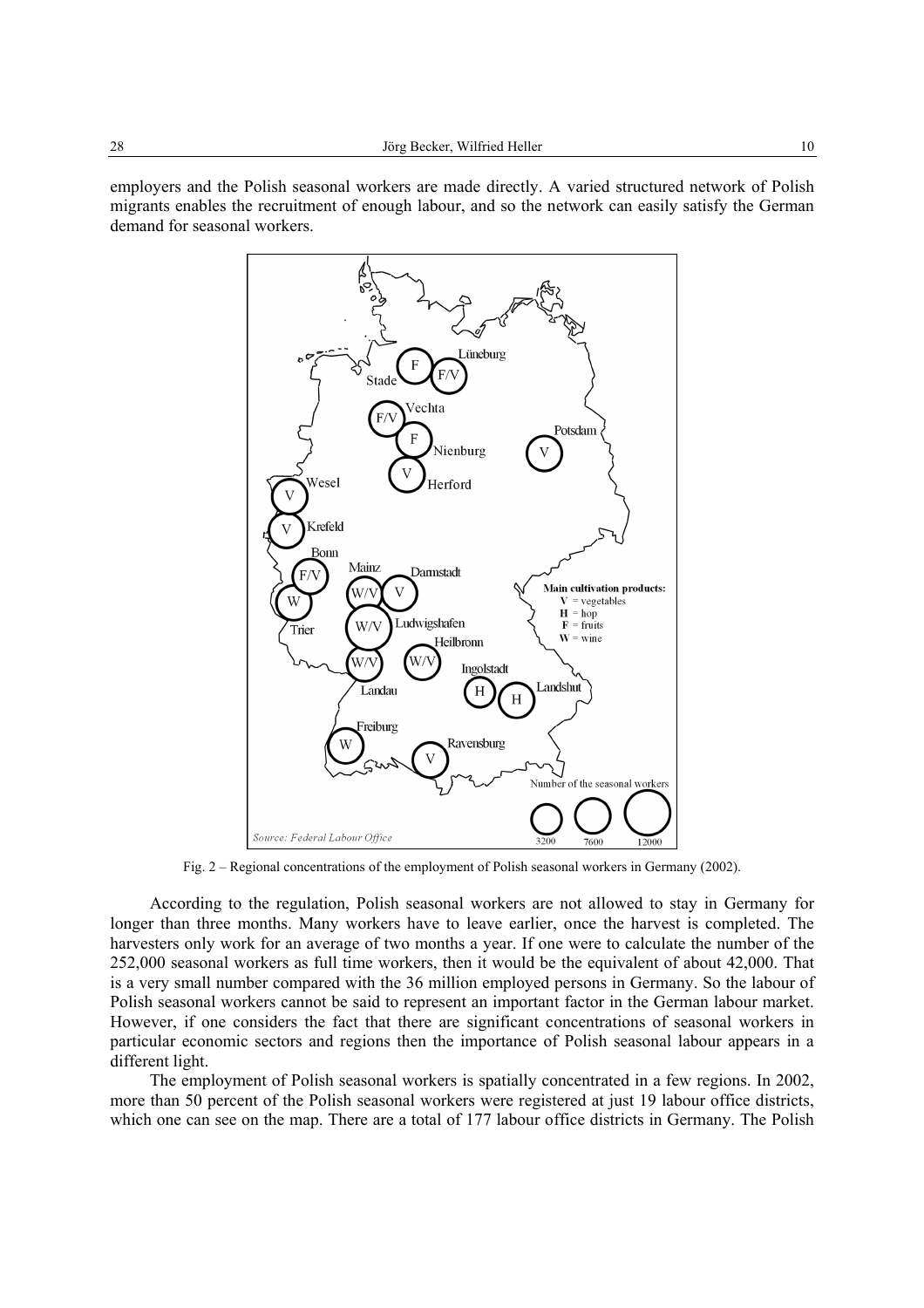employers and the Polish seasonal workers are made directly. A varied structured network of Polish migrants enables the recruitment of enough labour, and so the network can easily satisfy the German demand for seasonal workers.

Fig. 2 – Regional concentrations of the employment of Polish seasonal workers in Germany (2002).

According to the regulation, Polish seasonal workers are not allowed to stay in Germany for longer than three months. Many workers have to leave earlier, once the harvest is completed. The harvesters only work for an average of two months a year. If one were to calculate the number of the 252,000 seasonal workers as full time workers, then it would be the equivalent of about 42,000. That is a very small number compared with the 36 million employed persons in Germany. So the labour of Polish seasonal workers cannot be said to represent an important factor in the German labour market. However, if one considers the fact that there are significant concentrations of seasonal workers in particular economic sectors and regions then the importance of Polish seasonal labour appears in a different light.

The employment of Polish seasonal workers is spatially concentrated in a few regions. In 2002, more than 50 percent of the Polish seasonal workers were registered at just 19 labour office districts, which one can see on the map. There are a total of 177 labour office districts in Germany. The Polish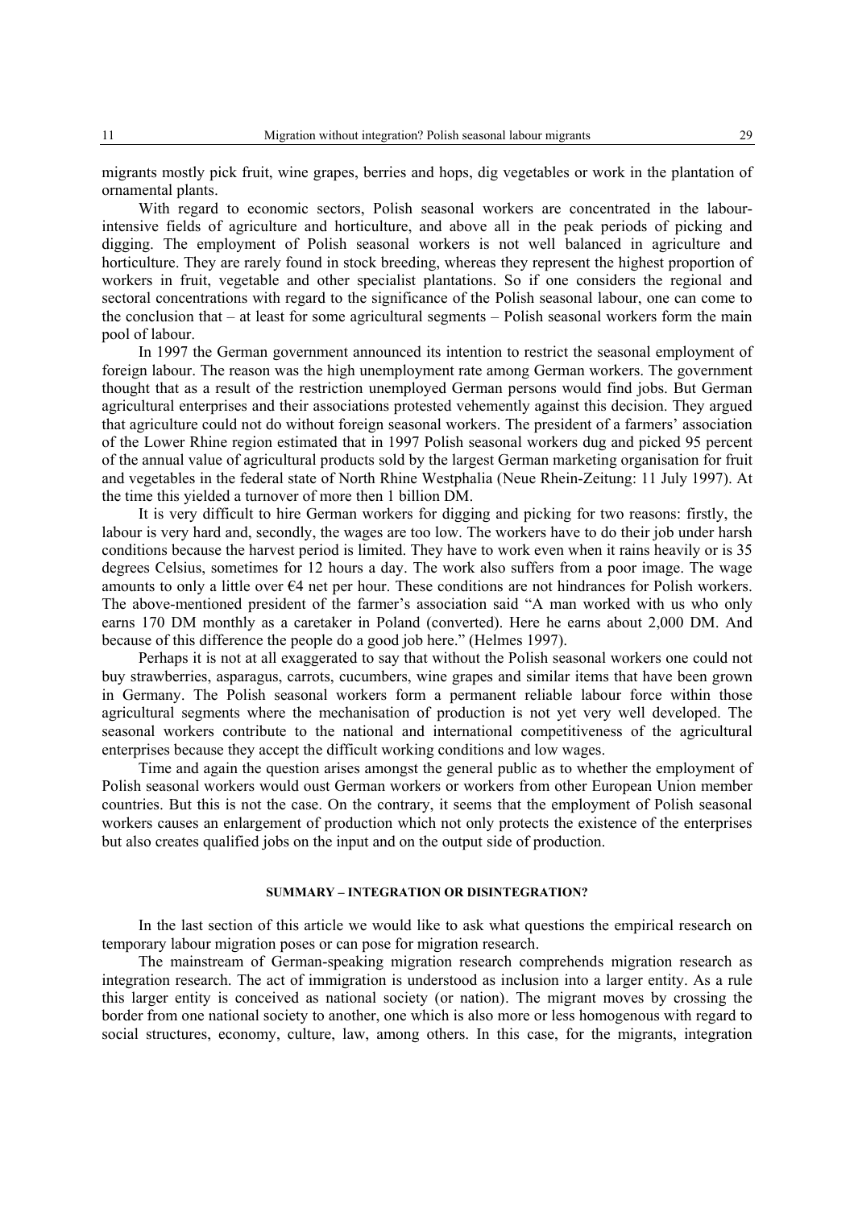migrants mostly pick fruit, wine grapes, berries and hops, dig vegetables or work in the plantation of ornamental plants.

With regard to economic sectors, Polish seasonal workers are concentrated in the labour-intensive fields of agriculture and horticulture, and above all in the peak periods of picking and digging. The employment of Polish seasonal workers is not well balanced in agriculture and horticulture. They are rarely found in stock breeding, whereas they represent the highest proportion of workers in fruit, vegetable and other specialist plantations. So if one considers the regional and sectoral concentrations with regard to the significance of the Polish seasonal labour, one can come to the conclusion that – at least for some agricultural segments – Polish seasonal workers form the main pool of labour.

In 1997 the German government announced its intention to restrict the seasonal employment of foreign labour. The reason was the high unemployment rate among German workers. The government thought that as a result of the restriction unemployed German persons would find jobs. But German agricultural enterprises and their associations protested vehemently against this decision. They argued that agriculture could not do without foreign seasonal workers. The president of a farmers' association of the Lower Rhine region estimated that in 1997 Polish seasonal workers dug and picked 95 percent of the annual value of agricultural products sold by the largest German marketing organisation for fruit and vegetables in the federal state of North Rhine Westphalia (Neue Rhein-Zeitung: 11 July 1997). At the time this yielded a turnover of more then 1 billion DM.

It is very difficult to hire German workers for digging and picking for two reasons: firstly, the labour is very hard and, secondly, the wages are too low. The workers have to do their job under harsh conditions because the harvest period is limited. They have to work even when it rains heavily or is 35 degrees Celsius, sometimes for 12 hours a day. The work also suffers from a poor image. The wage amounts to only a little over €4 net per hour. These conditions are not hindrances for Polish workers. The above-mentioned president of the farmer's association said "A man worked with us who only earns 170 DM monthly as a caretaker in Poland (converted). Here he earns about 2,000 DM. And because of this difference the people do a good job here." (Helmes 1997).

Perhaps it is not at all exaggerated to say that without the Polish seasonal workers one could not buy strawberries, asparagus, carrots, cucumbers, wine grapes and similar items that have been grown in Germany. The Polish seasonal workers form a permanent reliable labour force within those agricultural segments where the mechanisation of production is not yet very well developed. The seasonal workers contribute to the national and international competitiveness of the agricultural enterprises because they accept the difficult working conditions and low wages.

Time and again the question arises amongst the general public as to whether the employment of Polish seasonal workers would oust German workers or workers from other European Union member countries. But this is not the case. On the contrary, it seems that the employment of Polish seasonal workers causes an enlargement of production which not only protects the existence of the enterprises but also creates qualified jobs on the input and on the output side of production.

## SUMMARY – INTEGRATION OR DISINTEGRATION?

In the last section of this article we would like to ask what questions the empirical research on temporary labour migration poses or can pose for migration research.

The mainstream of German-speaking migration research comprehends migration research as integration research. The act of immigration is understood as inclusion into a larger entity. As a rule this larger entity is conceived as national society (or nation). The migrant moves by crossing the border from one national society to another, one which is also more or less homogenous with regard to social structures, economy, culture, law, among others. In this case, for the migrants, integration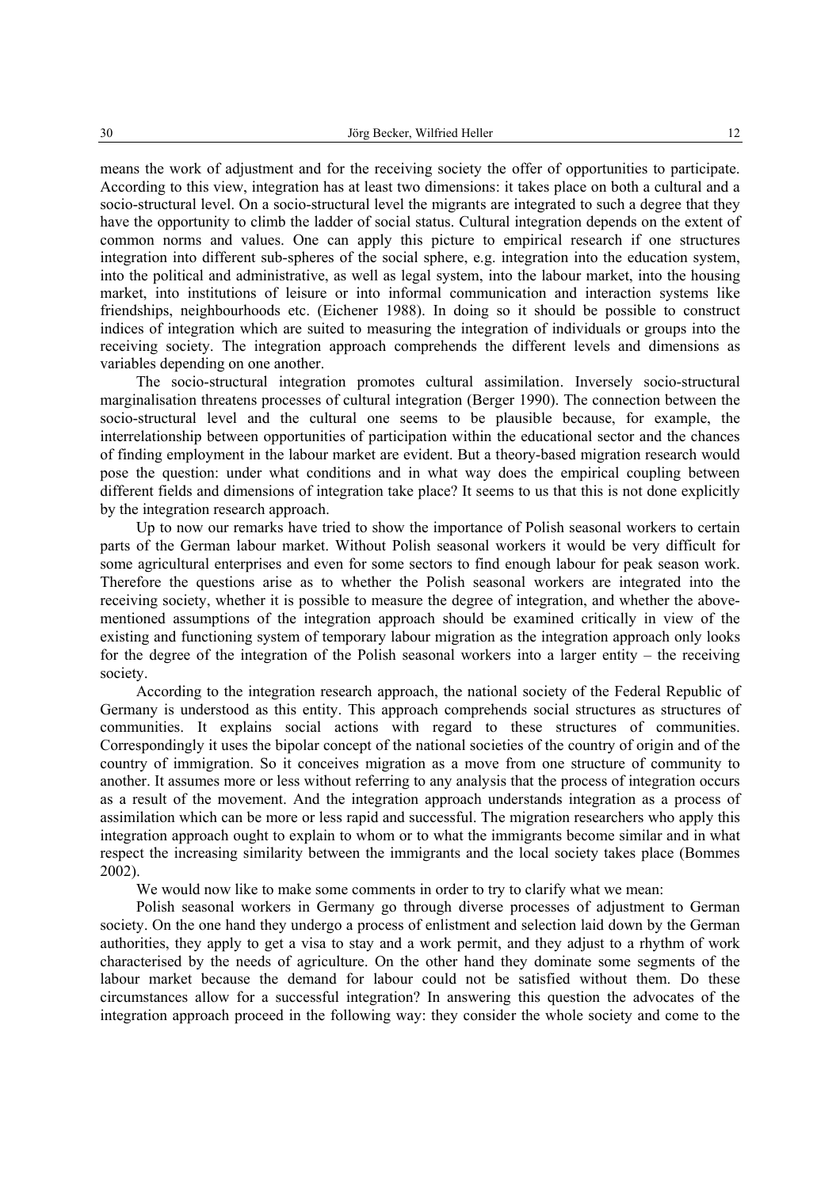means the work of adjustment and for the receiving society the offer of opportunities to participate. According to this view, integration has at least two dimensions: it takes place on both a cultural and a socio-structural level. On a socio-structural level the migrants are integrated to such a degree that they have the opportunity to climb the ladder of social status. Cultural integration depends on the extent of common norms and values. One can apply this picture to empirical research if one structures integration into different sub-spheres of the social sphere, e.g. integration into the education system, into the political and administrative, as well as legal system, into the labour market, into the housing market, into institutions of leisure or into informal communication and interaction systems like friendships, neighbourhoods etc. (Eichener 1988). In doing so it should be possible to construct indices of integration which are suited to measuring the integration of individuals or groups into the receiving society. The integration approach comprehends the different levels and dimensions as variables depending on one another.

The socio-structural integration promotes cultural assimilation. Inversely socio-structural marginalisation threatens processes of cultural integration (Berger 1990). The connection between the socio-structural level and the cultural one seems to be plausible because, for example, the interrelationship between opportunities of participation within the educational sector and the chances of finding employment in the labour market are evident. But a theory-based migration research would pose the question: under what conditions and in what way does the empirical coupling between different fields and dimensions of integration take place? It seems to us that this is not done explicitly by the integration research approach.

Up to now our remarks have tried to show the importance of Polish seasonal workers to certain parts of the German labour market. Without Polish seasonal workers it would be very difficult for some agricultural enterprises and even for some sectors to find enough labour for peak season work. Therefore the questions arise as to whether the Polish seasonal workers are integrated into the receiving society, whether it is possible to measure the degree of integration, and whether the above-mentioned assumptions of the integration approach should be examined critically in view of the existing and functioning system of temporary labour migration as the integration approach only looks for the degree of the integration of the Polish seasonal workers into a larger entity – the receiving society.

According to the integration research approach, the national society of the Federal Republic of Germany is understood as this entity. This approach comprehends social structures as structures of communities. It explains social actions with regard to these structures of communities. Correspondingly it uses the bipolar concept of the national societies of the country of origin and of the country of immigration. So it conceives migration as a move from one structure of community to another. It assumes more or less without referring to any analysis that the process of integration occurs as a result of the movement. And the integration approach understands integration as a process of assimilation which can be more or less rapid and successful. The migration researchers who apply this integration approach ought to explain to whom or to what the immigrants become similar and in what respect the increasing similarity between the immigrants and the local society takes place (Bommes 2002).

We would now like to make some comments in order to try to clarify what we mean:

Polish seasonal workers in Germany go through diverse processes of adjustment to German society. On the one hand they undergo a process of enlistment and selection laid down by the German authorities, they apply to get a visa to stay and a work permit, and they adjust to a rhythm of work characterised by the needs of agriculture. On the other hand they dominate some segments of the labour market because the demand for labour could not be satisfied without them. Do these circumstances allow for a successful integration? In answering this question the advocates of the integration approach proceed in the following way: they consider the whole society and come to the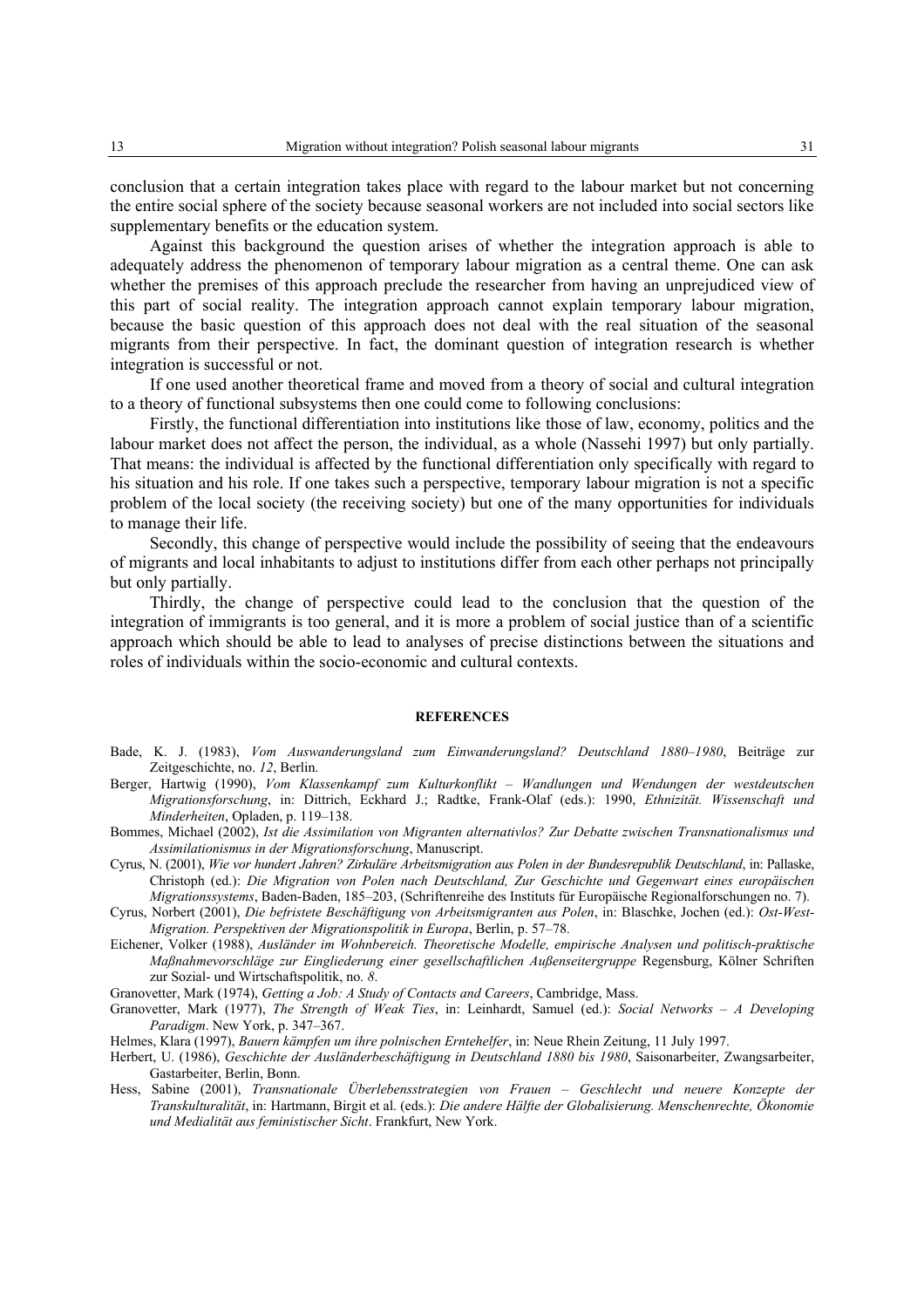conclusion that a certain integration takes place with regard to the labour market but not concerning the entire social sphere of the society because seasonal workers are not included into social sectors like supplementary benefits or the education system.

Against this background the question arises of whether the integration approach is able to adequately address the phenomenon of temporary labour migration as a central theme. One can ask whether the premises of this approach preclude the researcher from having an unprejudiced view of this part of social reality. The integration approach cannot explain temporary labour migration, because the basic question of this approach does not deal with the real situation of the seasonal migrants from their perspective. In fact, the dominant question of integration research is whether integration is successful or not.

If one used another theoretical frame and moved from a theory of social and cultural integration to a theory of functional subsystems then one could come to following conclusions:

Firstly, the functional differentiation into institutions like those of law, economy, politics and the labour market does not affect the person, the individual, as a whole (Nassehi 1997) but only partially. That means: the individual is affected by the functional differentiation only specifically with regard to his situation and his role. If one takes such a perspective, temporary labour migration is not a specific problem of the local society (the receiving society) but one of the many opportunities for individuals to manage their life.

Secondly, this change of perspective would include the possibility of seeing that the endeavours of migrants and local inhabitants to adjust to institutions differ from each other perhaps not principally but only partially.

Thirdly, the change of perspective could lead to the conclusion that the question of the integration of immigrants is too general, and it is more a problem of social justice than of a scientific approach which should be able to lead to analyses of precise distinctions between the situations and roles of individuals within the socio-economic and cultural contexts.

## REFERENCES

Bade, K. J. (1983), *Vom Auswanderungsland zum Einwanderungsland? Deutschland 1880–1980*, Beiträge zur Zeitgeschichte, no. *12*, Berlin.

Berger, Hartwig (1990), *Vom Klassenkampf zum Kulturkonflikt – Wandlungen und Wendungen der westdeutschen Migrationsforschung*, in: Dittrich, Eckhard J.; Radtke, Frank-Olaf (eds.): 1990, *Ethnizität. Wissenschaft und Minderheiten*, Opladen, p. 119–138.

Bommes, Michael (2002), *Ist die Assimilation von Migranten alternativlos? Zur Debatte zwischen Transnationalismus und Assimilationismus in der Migrationsforschung*, Manuscript.

Cyrus, N. (2001), *Wie vor hundert Jahren? Zirkuläre Arbeitsmigration aus Polen in der Bundesrepublik Deutschland*, in: Pallaske, Christoph (ed.): *Die Migration von Polen nach Deutschland, Zur Geschichte und Gegenwart eines europäischen Migrationssystems*, Baden-Baden, 185–203, (Schriftenreihe des Instituts für Europäische Regionalforschungen no. 7).

Cyrus, Norbert (2001), *Die befristete Beschäftigung von Arbeitsmigranten aus Polen*, in: Blaschke, Jochen (ed.): *Ost-West-Migration. Perspektiven der Migrationspolitik in Europa*, Berlin, p. 57–78.

Eichener, Volker (1988), *Ausländer im Wohnbereich. Theoretische Modelle, empirische Analysen und politisch-praktische Maßnahmevorschläge zur Eingliederung einer gesellschaftlichen Außenseitergruppe* Regensburg, Kölner Schriften zur Sozial- und Wirtschaftspolitik, no. *8*.

Granovetter, Mark (1974), *Getting a Job: A Study of Contacts and Careers*, Cambridge, Mass.

Granovetter, Mark (1977), *The Strength of Weak Ties*, in: Leinhardt, Samuel (ed.): *Social Networks – A Developing Paradigm*. New York, p. 347–367.

Helmes, Klara (1997), *Bauern kämpfen um ihre polnischen Erntehelfer*, in: Neue Rhein Zeitung, 11 July 1997.

Herbert, U. (1986), *Geschichte der Ausländerbeschäftigung in Deutschland 1880 bis 1980*, Saisonarbeiter, Zwangsarbeiter, Gastarbeiter, Berlin, Bonn.

Hess, Sabine (2001), *Transnationale Überlebensstrategien von Frauen – Geschlecht und neuere Konzepte der Transkulturalität*, in: Hartmann, Birgit et al. (eds.): *Die andere Hälfte der Globalisierung. Menschenrechte, Ökonomie und Medialität aus feministischer Sicht*. Frankfurt, New York.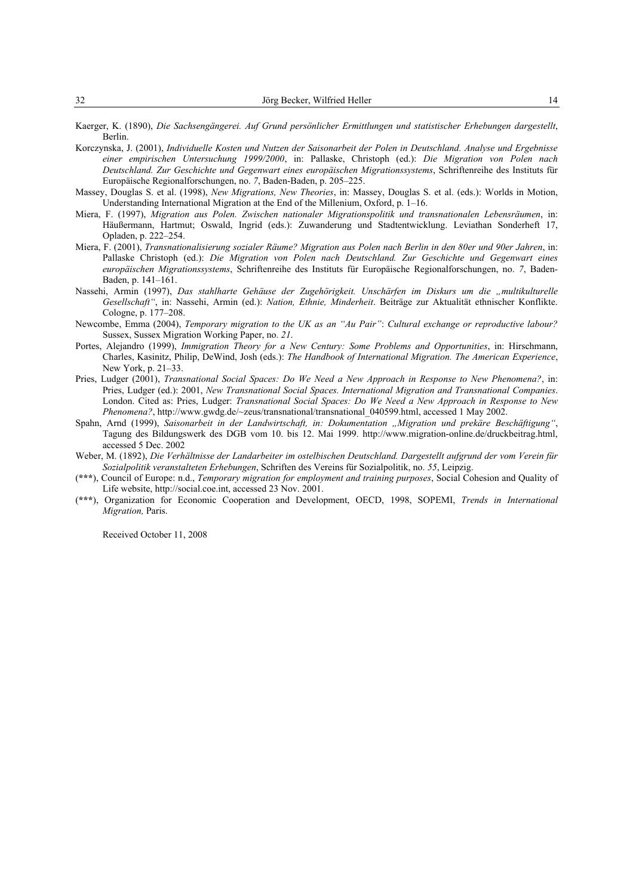Kaerger, K. (1890), *Die Sachsengängerei. Auf Grund persönlicher Ermittlungen und statistischer Erhebungen dargestellt*, Berlin.

Korczynska, J. (2001), *Individuelle Kosten und Nutzen der Saisonarbeit der Polen in Deutschland. Analyse und Ergebnisse einer empirischen Untersuchung 1999/2000*, in: Pallaske, Christoph (ed.): *Die Migration von Polen nach Deutschland. Zur Geschichte und Gegenwart eines europäischen Migrationssystems*, Schriftenreihe des Instituts für Europäische Regionalforschungen, no. *7*, Baden-Baden, p. 205–225.

Massey, Douglas S. et al. (1998), *New Migrations, New Theories*, in: Massey, Douglas S. et al. (eds.): Worlds in Motion, Understanding International Migration at the End of the Millenium, Oxford, p. 1–16.

Miera, F. (1997), *Migration aus Polen. Zwischen nationaler Migrationspolitik und transnationalen Lebensräumen*, in: Häußermann, Hartmut; Oswald, Ingrid (eds.): Zuwanderung und Stadtentwicklung. Leviathan Sonderheft 17, Opladen, p. 222–254.

Miera, F. (2001), *Transnationalisierung sozialer Räume? Migration aus Polen nach Berlin in den 80er und 90er Jahren*, in: Pallaske Christoph (ed.): *Die Migration von Polen nach Deutschland. Zur Geschichte und Gegenwart eines europäischen Migrationssystems*, Schriftenreihe des Instituts für Europäische Regionalforschungen, no. *7*, Baden-Baden, p. 141–161.

Nassehi, Armin (1997), *Das stahlharte Gehäuse der Zugehörigkeit. Unschärfen im Diskurs um die „multikulturelle Gesellschaft"*, in: Nassehi, Armin (ed.): *Nation, Ethnie, Minderheit*. Beiträge zur Aktualität ethnischer Konflikte. Cologne, p. 177–208.

Newcombe, Emma (2004), *Temporary migration to the UK as an "Au Pair"*: *Cultural exchange or reproductive labour?* Sussex, Sussex Migration Working Paper, no. *21*.

Portes, Alejandro (1999), *Immigration Theory for a New Century: Some Problems and Opportunities*, in: Hirschmann, Charles, Kasinitz, Philip, DeWind, Josh (eds.): *The Handbook of International Migration. The American Experience*, New York, p. 21–33.

Pries, Ludger (2001), *Transnational Social Spaces: Do We Need a New Approach in Response to New Phenomena?*, in: Pries, Ludger (ed.): 2001, *New Transnational Social Spaces. International Migration and Transnational Companies*. London. Cited as: Pries, Ludger: *Transnational Social Spaces: Do We Need a New Approach in Response to New Phenomena?*, http://www.gwdg.de/~zeus/transnational/transnational_040599.html, accessed 1 May 2002.

Spahn, Arnd (1999), *Saisonarbeit in der Landwirtschaft, in: Dokumentation „Migration und prekäre Beschäftigung"*, Tagung des Bildungswerk des DGB vom 10. bis 12. Mai 1999. http://www.migration-online.de/druckbeitrag.html, accessed 5 Dec. 2002

Weber, M. (1892), *Die Verhältnisse der Landarbeiter im ostelbischen Deutschland. Dargestellt aufgrund der vom Verein für Sozialpolitik veranstalteten Erhebungen*, Schriften des Vereins für Sozialpolitik, no. *55*, Leipzig.

(\*\*\*), Council of Europe: n.d., *Temporary migration for employment and training purposes*, Social Cohesion and Quality of Life website, http://social.coe.int, accessed 23 Nov. 2001.

(\*\*\*), Organization for Economic Cooperation and Development, OECD, 1998, SOPEMI, *Trends in International Migration,* Paris.

Received October 11, 2008